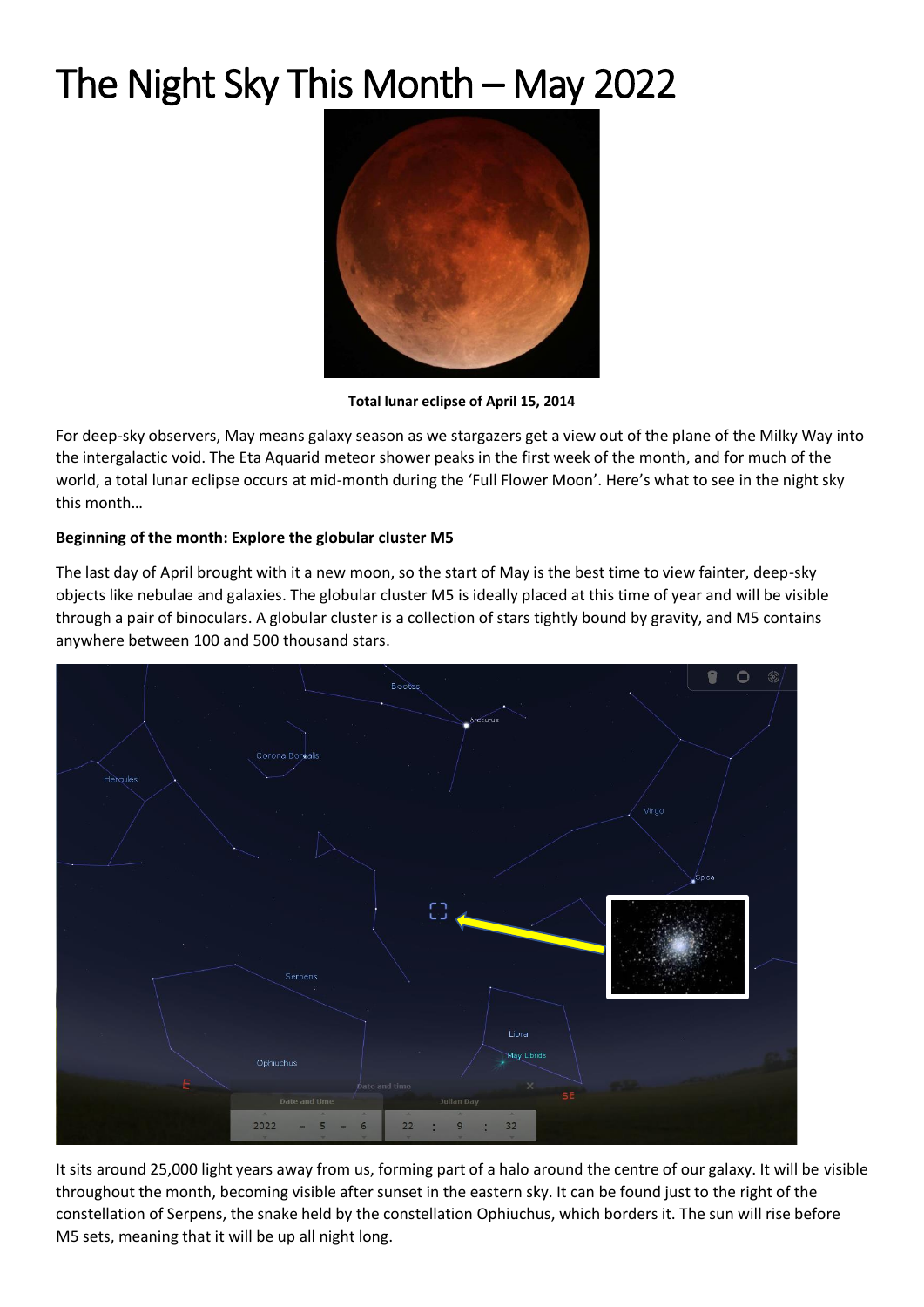# The Night Sky This Month – May 2022

**Total lunar eclipse of April 15, 2014**

For deep-sky observers, May means galaxy season as we stargazers get a view out of the plane of the Milky Way into the intergalactic void. The Eta Aquarid meteor shower peaks in the first week of the month, and for much of the world, a total lunar eclipse occurs at mid-month during the 'Full Flower Moon'. Here's what to see in the night sky this month…

**Beginning of the month: Explore the globular cluster M5**

The last day of April brought with it a new moon, so the start of May is the best time to view fainter, deep-sky objects like nebulae and galaxies. The globular cluster M5 is ideally placed at this time of year and will be visible through a pair of binoculars. A globular cluster is a collection of stars tightly bound by gravity, and M5 contains anywhere between 100 and 500 thousand stars.

It sits around 25,000 light years away from us, forming part of a halo around the centre of our galaxy. It will be visible throughout the month, becoming visible after sunset in the eastern sky. It can be found just to the right of the constellation of Serpens, the snake held by the constellation Ophiuchus, which borders it. The sun will rise before M5 sets, meaning that it will be up all night long.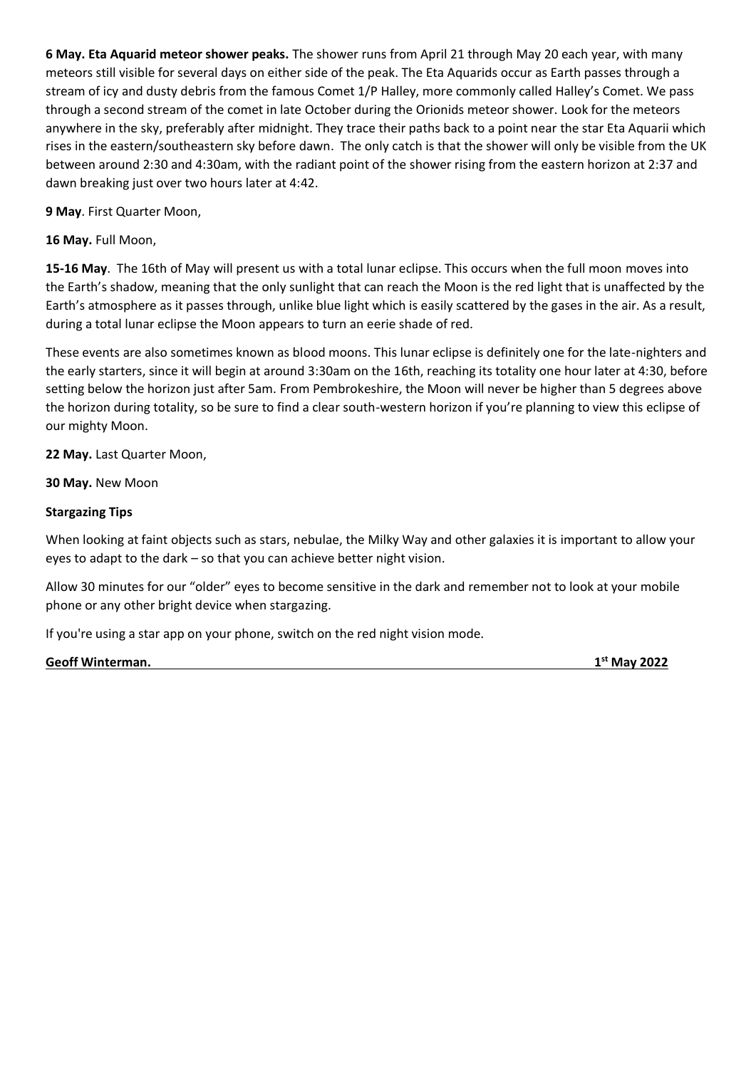**6 May. Eta Aquarid meteor shower peaks.** The shower runs from April 21 through May 20 each year, with many meteors still visible for several days on either side of the peak. The Eta Aquarids occur as Earth passes through a stream of icy and dusty debris from the famous Comet 1/P Halley, more commonly called Halley's Comet. We pass through a second stream of the comet in late October during the Orionids meteor shower. Look for the meteors anywhere in the sky, preferably after midnight. They trace their paths back to a point near the star Eta Aquarii which rises in the eastern/southeastern sky before dawn. The only catch is that the shower will only be visible from the UK between around 2:30 and 4:30am, with the radiant point of the shower rising from the eastern horizon at 2:37 and dawn breaking just over two hours later at 4:42.

**9 May**. First Quarter Moon,

**16 May.** Full Moon,

**15-16 May**. The 16th of May will present us with a total lunar eclipse. This occurs when the full moon moves into the Earth's shadow, meaning that the only sunlight that can reach the Moon is the red light that is unaffected by the Earth's atmosphere as it passes through, unlike blue light which is easily scattered by the gases in the air. As a result, during a total lunar eclipse the Moon appears to turn an eerie shade of red.

These events are also sometimes known as blood moons. This lunar eclipse is definitely one for the late-nighters and the early starters, since it will begin at around 3:30am on the 16th, reaching its totality one hour later at 4:30, before setting below the horizon just after 5am. From Pembrokeshire, the Moon will never be higher than 5 degrees above the horizon during totality, so be sure to find a clear south-western horizon if you're planning to view this eclipse of our mighty Moon.

**22 May.** Last Quarter Moon,

**30 May.** New Moon

**Stargazing Tips**

When looking at faint objects such as stars, nebulae, the Milky Way and other galaxies it is important to allow your eyes to adapt to the dark – so that you can achieve better night vision.

Allow 30 minutes for our "older" eyes to become sensitive in the dark and remember not to look at your mobile phone or any other bright device when stargazing.

If you're using a star app on your phone, switch on the red night vision mode.

**Geoff Winterman.** **1st May 2022**